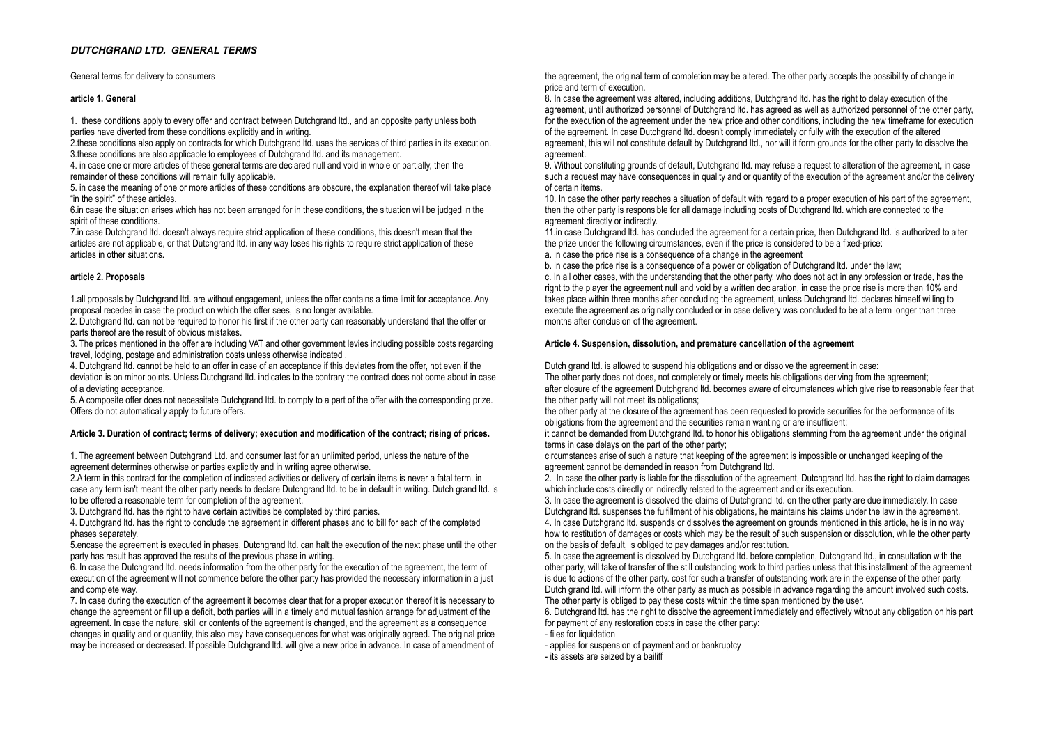# ***DUTCHGRAND LTD. GENERAL TERMS***

General terms for delivery to consumers

**article 1. General**

1. these conditions apply to every offer and contract between Dutchgrand ltd., and an opposite party unless both parties have diverted from these conditions explicitly and in writing.
2.these conditions also apply on contracts for which Dutchgrand ltd. uses the services of third parties in its execution.
3.these conditions are also applicable to employees of Dutchgrand ltd. and its management.
4. in case one or more articles of these general terms are declared null and void in whole or partially, then the remainder of these conditions will remain fully applicable.
5. in case the meaning of one or more articles of these conditions are obscure, the explanation thereof will take place "in the spirit" of these articles.
6.in case the situation arises which has not been arranged for in these conditions, the situation will be judged in the spirit of these conditions.
7.in case Dutchgrand ltd. doesn't always require strict application of these conditions, this doesn't mean that the articles are not applicable, or that Dutchgrand ltd. in any way loses his rights to require strict application of these articles in other situations.

**article 2. Proposals**

1.all proposals by Dutchgrand ltd. are without engagement, unless the offer contains a time limit for acceptance. Any proposal recedes in case the product on which the offer sees, is no longer available.
2. Dutchgrand ltd. can not be required to honor his first if the other party can reasonably understand that the offer or parts thereof are the result of obvious mistakes.
3. The prices mentioned in the offer are including VAT and other government levies including possible costs regarding travel, lodging, postage and administration costs unless otherwise indicated .
4. Dutchgrand ltd. cannot be held to an offer in case of an acceptance if this deviates from the offer, not even if the deviation is on minor points. Unless Dutchgrand ltd. indicates to the contrary the contract does not come about in case of a deviating acceptance.
5. A composite offer does not necessitate Dutchgrand ltd. to comply to a part of the offer with the corresponding prize. Offers do not automatically apply to future offers.

**Article 3. Duration of contract; terms of delivery; execution and modification of the contract; rising of prices.**

1. The agreement between Dutchgrand Ltd. and consumer last for an unlimited period, unless the nature of the agreement determines otherwise or parties explicitly and in writing agree otherwise.
2.A term in this contract for the completion of indicated activities or delivery of certain items is never a fatal term. in case any term isn't meant the other party needs to declare Dutchgrand ltd. to be in default in writing. Dutch grand ltd. is to be offered a reasonable term for completion of the agreement.
3. Dutchgrand ltd. has the right to have certain activities be completed by third parties.
4. Dutchgrand ltd. has the right to conclude the agreement in different phases and to bill for each of the completed phases separately.
5.encase the agreement is executed in phases, Dutchgrand ltd. can halt the execution of the next phase until the other party has result has approved the results of the previous phase in writing.
6. In case the Dutchgrand ltd. needs information from the other party for the execution of the agreement, the term of execution of the agreement will not commence before the other party has provided the necessary information in a just and complete way.
7. In case during the execution of the agreement it becomes clear that for a proper execution thereof it is necessary to change the agreement or fill up a deficit, both parties will in a timely and mutual fashion arrange for adjustment of the agreement. In case the nature, skill or contents of the agreement is changed, and the agreement as a consequence changes in quality and or quantity, this also may have consequences for what was originally agreed. The original price may be increased or decreased. If possible Dutchgrand ltd. will give a new price in advance. In case of amendment of the agreement, the original term of completion may be altered. The other party accepts the possibility of change in price and term of execution.
8. In case the agreement was altered, including additions, Dutchgrand ltd. has the right to delay execution of the agreement, until authorized personnel of Dutchgrand ltd. has agreed as well as authorized personnel of the other party, for the execution of the agreement under the new price and other conditions, including the new timeframe for execution of the agreement. In case Dutchgrand ltd. doesn't comply immediately or fully with the execution of the altered agreement, this will not constitute default by Dutchgrand ltd., nor will it form grounds for the other party to dissolve the agreement.
9. Without constituting grounds of default, Dutchgrand ltd. may refuse a request to alteration of the agreement, in case such a request may have consequences in quality and or quantity of the execution of the agreement and/or the delivery of certain items.
10. In case the other party reaches a situation of default with regard to a proper execution of his part of the agreement, then the other party is responsible for all damage including costs of Dutchgrand ltd. which are connected to the agreement directly or indirectly.
11.in case Dutchgrand ltd. has concluded the agreement for a certain price, then Dutchgrand ltd. is authorized to alter the prize under the following circumstances, even if the price is considered to be a fixed-price:
a. in case the price rise is a consequence of a change in the agreement
b. in case the price rise is a consequence of a power or obligation of Dutchgrand ltd. under the law;
c. In all other cases, with the understanding that the other party, who does not act in any profession or trade, has the right to the player the agreement null and void by a written declaration, in case the price rise is more than 10% and takes place within three months after concluding the agreement, unless Dutchgrand ltd. declares himself willing to execute the agreement as originally concluded or in case delivery was concluded to be at a term longer than three months after conclusion of the agreement.

**Article 4. Suspension, dissolution, and premature cancellation of the agreement**

Dutch grand ltd. is allowed to suspend his obligations and or dissolve the agreement in case:
The other party does not does, not completely or timely meets his obligations deriving from the agreement;
after closure of the agreement Dutchgrand ltd. becomes aware of circumstances which give rise to reasonable fear that the other party will not meet its obligations;
the other party at the closure of the agreement has been requested to provide securities for the performance of its obligations from the agreement and the securities remain wanting or are insufficient;
it cannot be demanded from Dutchgrand ltd. to honor his obligations stemming from the agreement under the original terms in case delays on the part of the other party;
circumstances arise of such a nature that keeping of the agreement is impossible or unchanged keeping of the agreement cannot be demanded in reason from Dutchgrand ltd.
2. In case the other party is liable for the dissolution of the agreement, Dutchgrand ltd. has the right to claim damages which include costs directly or indirectly related to the agreement and or its execution.
3. In case the agreement is dissolved the claims of Dutchgrand ltd. on the other party are due immediately. In case Dutchgrand ltd. suspenses the fulfillment of his obligations, he maintains his claims under the law in the agreement.
4. In case Dutchgrand ltd. suspends or dissolves the agreement on grounds mentioned in this article, he is in no way how to restitution of damages or costs which may be the result of such suspension or dissolution, while the other party on the basis of default, is obliged to pay damages and/or restitution.
5. In case the agreement is dissolved by Dutchgrand ltd. before completion, Dutchgrand ltd., in consultation with the other party, will take of transfer of the still outstanding work to third parties unless that this installment of the agreement is due to actions of the other party. cost for such a transfer of outstanding work are in the expense of the other party. Dutch grand ltd. will inform the other party as much as possible in advance regarding the amount involved such costs. The other party is obliged to pay these costs within the time span mentioned by the user.
6. Dutchgrand ltd. has the right to dissolve the agreement immediately and effectively without any obligation on his part for payment of any restoration costs in case the other party:
- files for liquidation
- applies for suspension of payment and or bankruptcy
- its assets are seized by a bailiff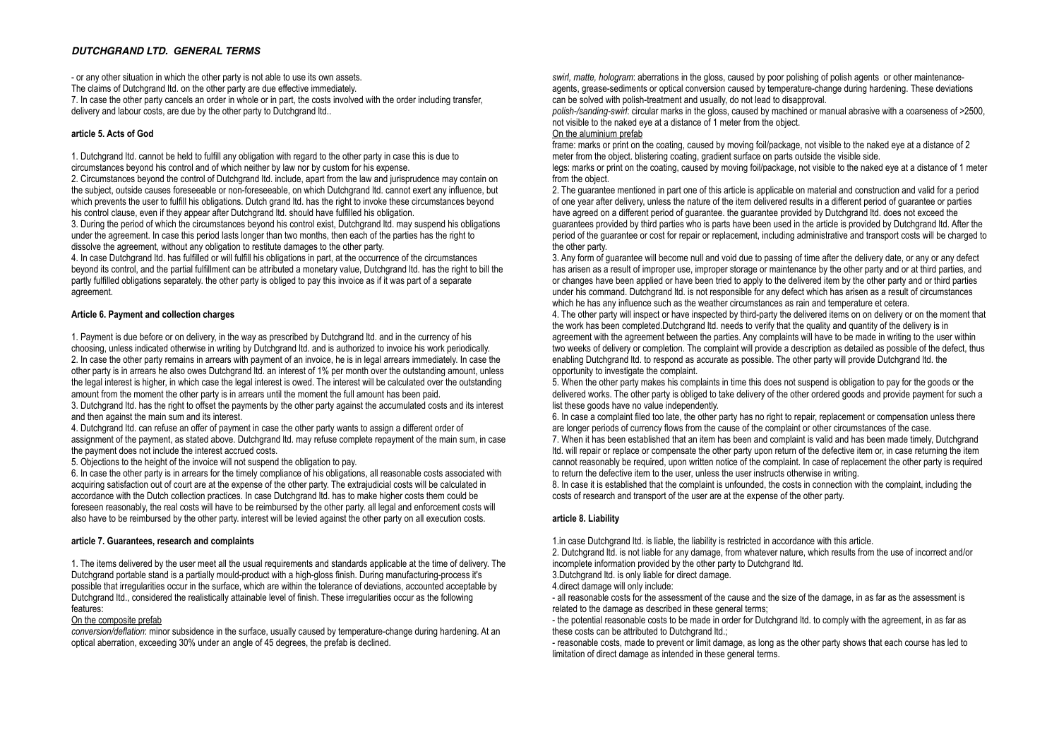- or any other situation in which the other party is not able to use its own assets.
The claims of Dutchgrand ltd. on the other party are due effective immediately.
7. In case the other party cancels an order in whole or in part, the costs involved with the order including transfer, delivery and labour costs, are due by the other party to Dutchgrand ltd..

**article 5. Acts of God**

1. Dutchgrand ltd. cannot be held to fulfill any obligation with regard to the other party in case this is due to circumstances beyond his control and of which neither by law nor by custom for his expense.
2. Circumstances beyond the control of Dutchgrand ltd. include, apart from the law and jurisprudence may contain on the subject, outside causes foreseeable or non-foreseeable, on which Dutchgrand ltd. cannot exert any influence, but which prevents the user to fulfill his obligations. Dutch grand ltd. has the right to invoke these circumstances beyond his control clause, even if they appear after Dutchgrand ltd. should have fulfilled his obligation.
3. During the period of which the circumstances beyond his control exist, Dutchgrand ltd. may suspend his obligations under the agreement. In case this period lasts longer than two months, then each of the parties has the right to dissolve the agreement, without any obligation to restitute damages to the other party.
4. In case Dutchgrand ltd. has fulfilled or will fulfill his obligations in part, at the occurrence of the circumstances beyond its control, and the partial fulfillment can be attributed a monetary value, Dutchgrand ltd. has the right to bill the partly fulfilled obligations separately. the other party is obliged to pay this invoice as if it was part of a separate agreement.

**Article 6. Payment and collection charges**

1. Payment is due before or on delivery, in the way as prescribed by Dutchgrand ltd. and in the currency of his choosing, unless indicated otherwise in writing by Dutchgrand ltd. and is authorized to invoice his work periodically.
2. In case the other party remains in arrears with payment of an invoice, he is in legal arrears immediately. In case the other party is in arrears he also owes Dutchgrand ltd. an interest of 1% per month over the outstanding amount, unless the legal interest is higher, in which case the legal interest is owed. The interest will be calculated over the outstanding amount from the moment the other party is in arrears until the moment the full amount has been paid.
3. Dutchgrand ltd. has the right to offset the payments by the other party against the accumulated costs and its interest and then against the main sum and its interest.
4. Dutchgrand ltd. can refuse an offer of payment in case the other party wants to assign a different order of assignment of the payment, as stated above. Dutchgrand ltd. may refuse complete repayment of the main sum, in case the payment does not include the interest accrued costs.
5. Objections to the height of the invoice will not suspend the obligation to pay.
6. In case the other party is in arrears for the timely compliance of his obligations, all reasonable costs associated with acquiring satisfaction out of court are at the expense of the other party. The extrajudicial costs will be calculated in accordance with the Dutch collection practices. In case Dutchgrand ltd. has to make higher costs them could be foreseen reasonably, the real costs will have to be reimbursed by the other party. all legal and enforcement costs will also have to be reimbursed by the other party. interest will be levied against the other party on all execution costs.

**article 7. Guarantees, research and complaints**

1. The items delivered by the user meet all the usual requirements and standards applicable at the time of delivery. The Dutchgrand portable stand is a partially mould-product with a high-gloss finish. During manufacturing-process it's possible that irregularities occur in the surface, which are within the tolerance of deviations, accounted acceptable by Dutchgrand ltd., considered the realistically attainable level of finish. These irregularities occur as the following features:

On the composite prefab

*conversion/deflation*: minor subsidence in the surface, usually caused by temperature-change during hardening. At an optical aberration, exceeding 30% under an angle of 45 degrees, the prefab is declined.

*swirl, matte, hologram*: aberrations in the gloss, caused by poor polishing of polish agents or other maintenance-agents, grease-sediments or optical conversion caused by temperature-change during hardening. These deviations can be solved with polish-treatment and usually, do not lead to disapproval.

*polish-/sanding-swirl*: circular marks in the gloss, caused by machined or manual abrasive with a coarseness of >2500, not visible to the naked eye at a distance of 1 meter from the object.

On the aluminium prefab

frame: marks or print on the coating, caused by moving foil/package, not visible to the naked eye at a distance of 2 meter from the object. blistering coating, gradient surface on parts outside the visible side.

legs: marks or print on the coating, caused by moving foil/package, not visible to the naked eye at a distance of 1 meter from the object.

2. The guarantee mentioned in part one of this article is applicable on material and construction and valid for a period of one year after delivery, unless the nature of the item delivered results in a different period of guarantee or parties have agreed on a different period of guarantee. the guarantee provided by Dutchgrand ltd. does not exceed the guarantees provided by third parties who is parts have been used in the article is provided by Dutchgrand ltd. After the period of the guarantee or cost for repair or replacement, including administrative and transport costs will be charged to the other party.
3. Any form of guarantee will become null and void due to passing of time after the delivery date, or any or any defect has arisen as a result of improper use, improper storage or maintenance by the other party and or at third parties, and or changes have been applied or have been tried to apply to the delivered item by the other party and or third parties under his command. Dutchgrand ltd. is not responsible for any defect which has arisen as a result of circumstances which he has any influence such as the weather circumstances as rain and temperature et cetera.
4. The other party will inspect or have inspected by third-party the delivered items on on delivery or on the moment that the work has been completed.Dutchgrand ltd. needs to verify that the quality and quantity of the delivery is in agreement with the agreement between the parties. Any complaints will have to be made in writing to the user within two weeks of delivery or completion. The complaint will provide a description as detailed as possible of the defect, thus enabling Dutchgrand ltd. to respond as accurate as possible. The other party will provide Dutchgrand ltd. the opportunity to investigate the complaint.
5. When the other party makes his complaints in time this does not suspend is obligation to pay for the goods or the delivered works. The other party is obliged to take delivery of the other ordered goods and provide payment for such a list these goods have no value independently.
6. In case a complaint filed too late, the other party has no right to repair, replacement or compensation unless there are longer periods of currency flows from the cause of the complaint or other circumstances of the case.
7. When it has been established that an item has been and complaint is valid and has been made timely, Dutchgrand ltd. will repair or replace or compensate the other party upon return of the defective item or, in case returning the item cannot reasonably be required, upon written notice of the complaint. In case of replacement the other party is required to return the defective item to the user, unless the user instructs otherwise in writing.
8. In case it is established that the complaint is unfounded, the costs in connection with the complaint, including the costs of research and transport of the user are at the expense of the other party.

**article 8. Liability**

1.in case Dutchgrand ltd. is liable, the liability is restricted in accordance with this article.
2. Dutchgrand ltd. is not liable for any damage, from whatever nature, which results from the use of incorrect and/or incomplete information provided by the other party to Dutchgrand ltd.
3.Dutchgrand ltd. is only liable for direct damage.
4.direct damage will only include:
- all reasonable costs for the assessment of the cause and the size of the damage, in as far as the assessment is related to the damage as described in these general terms;
- the potential reasonable costs to be made in order for Dutchgrand ltd. to comply with the agreement, in as far as these costs can be attributed to Dutchgrand ltd.;
- reasonable costs, made to prevent or limit damage, as long as the other party shows that each course has led to limitation of direct damage as intended in these general terms.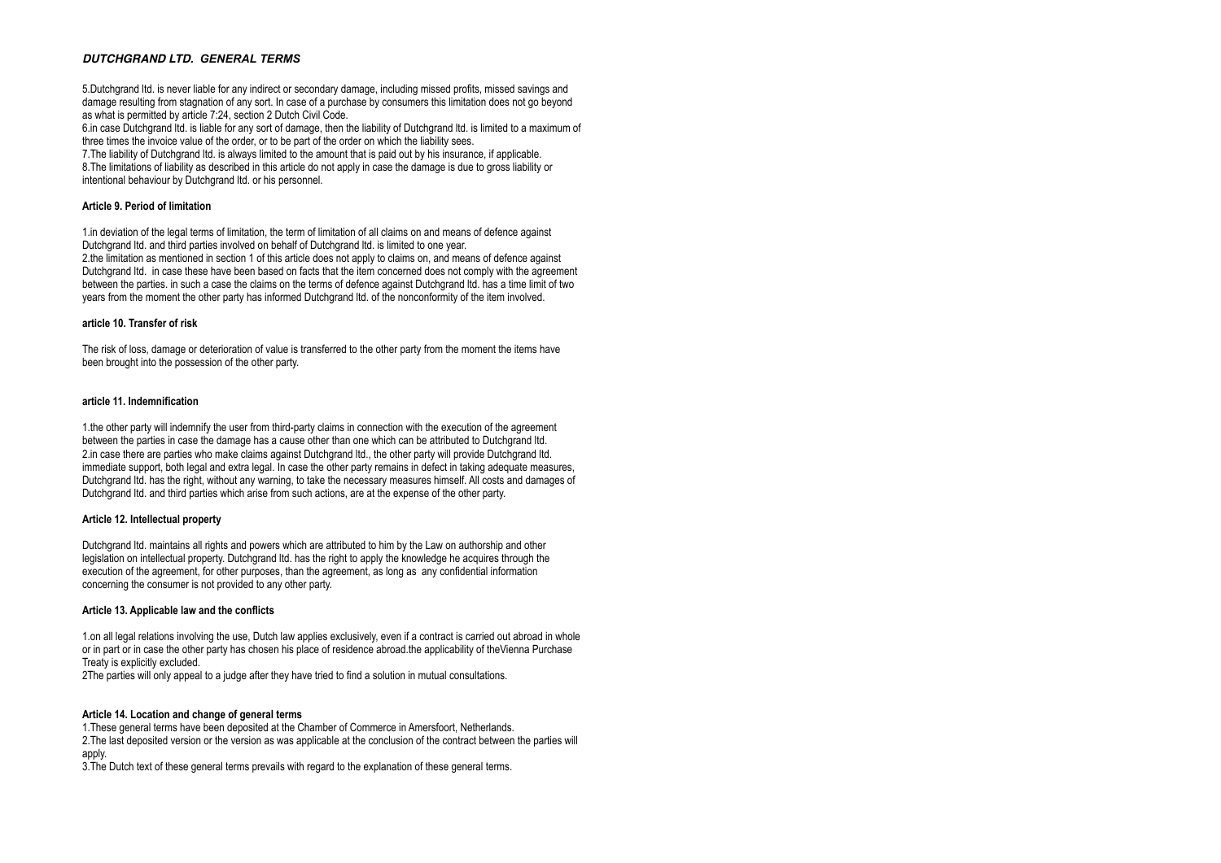***DUTCHGRAND LTD. GENERAL TERMS***

5.Dutchgrand ltd. is never liable for any indirect or secondary damage, including missed profits, missed savings and damage resulting from stagnation of any sort. In case of a purchase by consumers this limitation does not go beyond as what is permitted by article 7:24, section 2 Dutch Civil Code.
6.in case Dutchgrand ltd. is liable for any sort of damage, then the liability of Dutchgrand ltd. is limited to a maximum of three times the invoice value of the order, or to be part of the order on which the liability sees.
7.The liability of Dutchgrand ltd. is always limited to the amount that is paid out by his insurance, if applicable.
8.The limitations of liability as described in this article do not apply in case the damage is due to gross liability or intentional behaviour by Dutchgrand ltd. or his personnel.

**Article 9. Period of limitation**

1.in deviation of the legal terms of limitation, the term of limitation of all claims on and means of defence against Dutchgrand ltd. and third parties involved on behalf of Dutchgrand ltd. is limited to one year.
2.the limitation as mentioned in section 1 of this article does not apply to claims on, and means of defence against Dutchgrand ltd. in case these have been based on facts that the item concerned does not comply with the agreement between the parties. in such a case the claims on the terms of defence against Dutchgrand ltd. has a time limit of two years from the moment the other party has informed Dutchgrand ltd. of the nonconformity of the item involved.

**article 10. Transfer of risk**

The risk of loss, damage or deterioration of value is transferred to the other party from the moment the items have been brought into the possession of the other party.

**article 11. Indemnification**

1.the other party will indemnify the user from third-party claims in connection with the execution of the agreement between the parties in case the damage has a cause other than one which can be attributed to Dutchgrand ltd.
2.in case there are parties who make claims against Dutchgrand ltd., the other party will provide Dutchgrand ltd. immediate support, both legal and extra legal. In case the other party remains in defect in taking adequate measures, Dutchgrand ltd. has the right, without any warning, to take the necessary measures himself. All costs and damages of Dutchgrand ltd. and third parties which arise from such actions, are at the expense of the other party.

**Article 12. Intellectual property**

Dutchgrand ltd. maintains all rights and powers which are attributed to him by the Law on authorship and other legislation on intellectual property. Dutchgrand ltd. has the right to apply the knowledge he acquires through the execution of the agreement, for other purposes, than the agreement, as long as any confidential information concerning the consumer is not provided to any other party.

**Article 13. Applicable law and the conflicts**

1.on all legal relations involving the use, Dutch law applies exclusively, even if a contract is carried out abroad in whole or in part or in case the other party has chosen his place of residence abroad.the applicability of theVienna Purchase Treaty is explicitly excluded.
2The parties will only appeal to a judge after they have tried to find a solution in mutual consultations.

**Article 14. Location and change of general terms**

1.These general terms have been deposited at the Chamber of Commerce in Amersfoort, Netherlands.
2.The last deposited version or the version as was applicable at the conclusion of the contract between the parties will apply.
3.The Dutch text of these general terms prevails with regard to the explanation of these general terms.